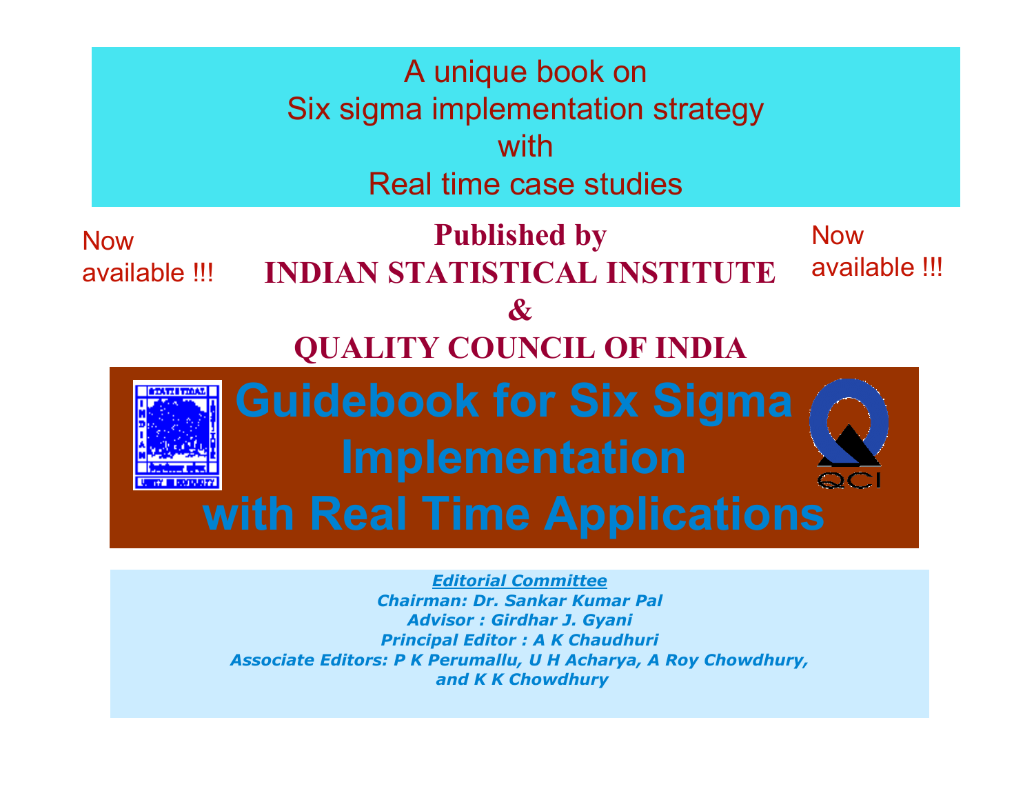A unique book on
Six sigma implementation strategy
with
Real time case studies

Now available !!!

**Published by**
**INDIAN STATISTICAL INSTITUTE**
**&**
**QUALITY COUNCIL OF INDIA**

Now available !!!

# Guidebook for Six Sigma Implementation with Real Time Applications

***Editorial Committee***

***Chairman: Dr. Sankar Kumar Pal***
***Advisor : Girdhar J. Gyani***
***Principal Editor : A K Chaudhuri***
***Associate Editors: P K Perumallu, U H Acharya, A Roy Chowdhury, and K K Chowdhury***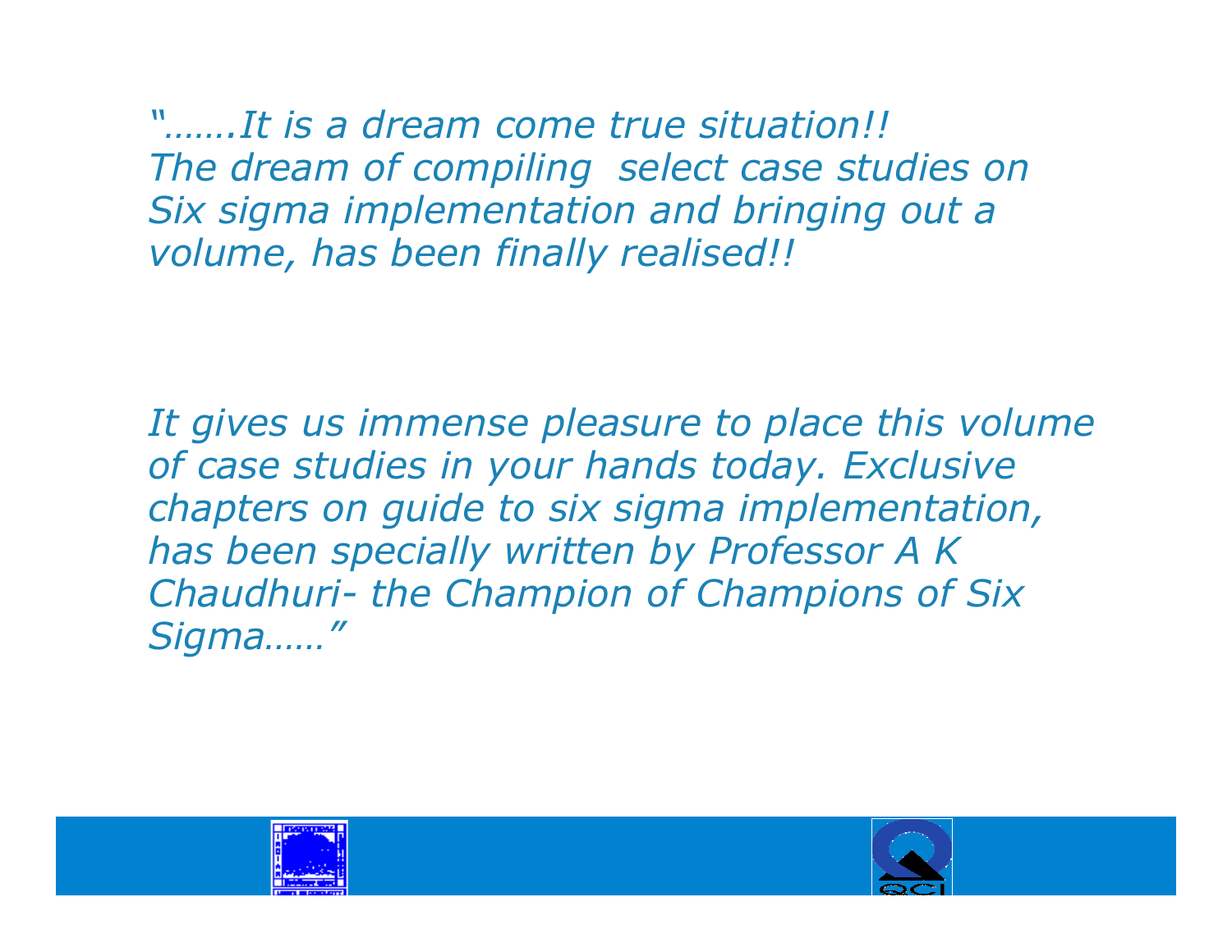*".......It is a dream come true situation!!
The dream of compiling select case studies on Six sigma implementation and bringing out a volume, has been finally realised!!*

*It gives us immense pleasure to place this volume of case studies in your hands today. Exclusive chapters on guide to six sigma implementation, has been specially written by Professor A K Chaudhuri- the Champion of Champions of Six Sigma......"*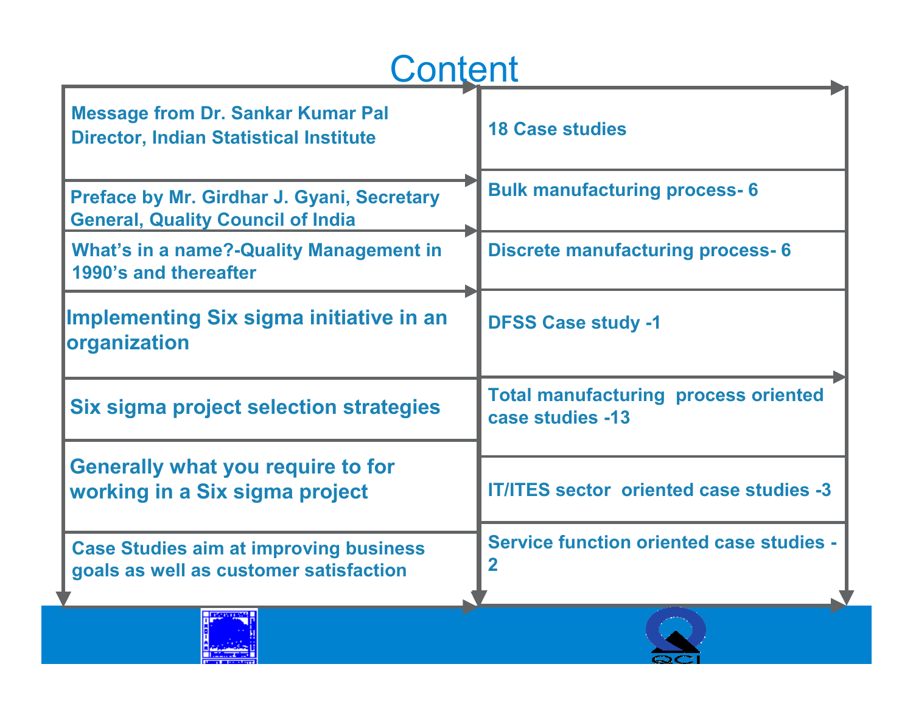# Content

- Message from Dr. Sankar Kumar Pal Director, Indian Statistical Institute
- Preface by Mr. Girdhar J. Gyani, Secretary General, Quality Council of India
- What's in a name?-Quality Management in 1990's and thereafter
- Implementing Six sigma initiative in an organization
- Six sigma project selection strategies
- Generally what you require to for working in a Six sigma project
- Case Studies aim at improving business goals as well as customer satisfaction

- 18 Case studies
- Bulk manufacturing process- 6
- Discrete manufacturing process- 6
- DFSS Case study -1
- Total manufacturing process oriented case studies -13
- IT/ITES sector oriented case studies -3
- Service function oriented case studies - 2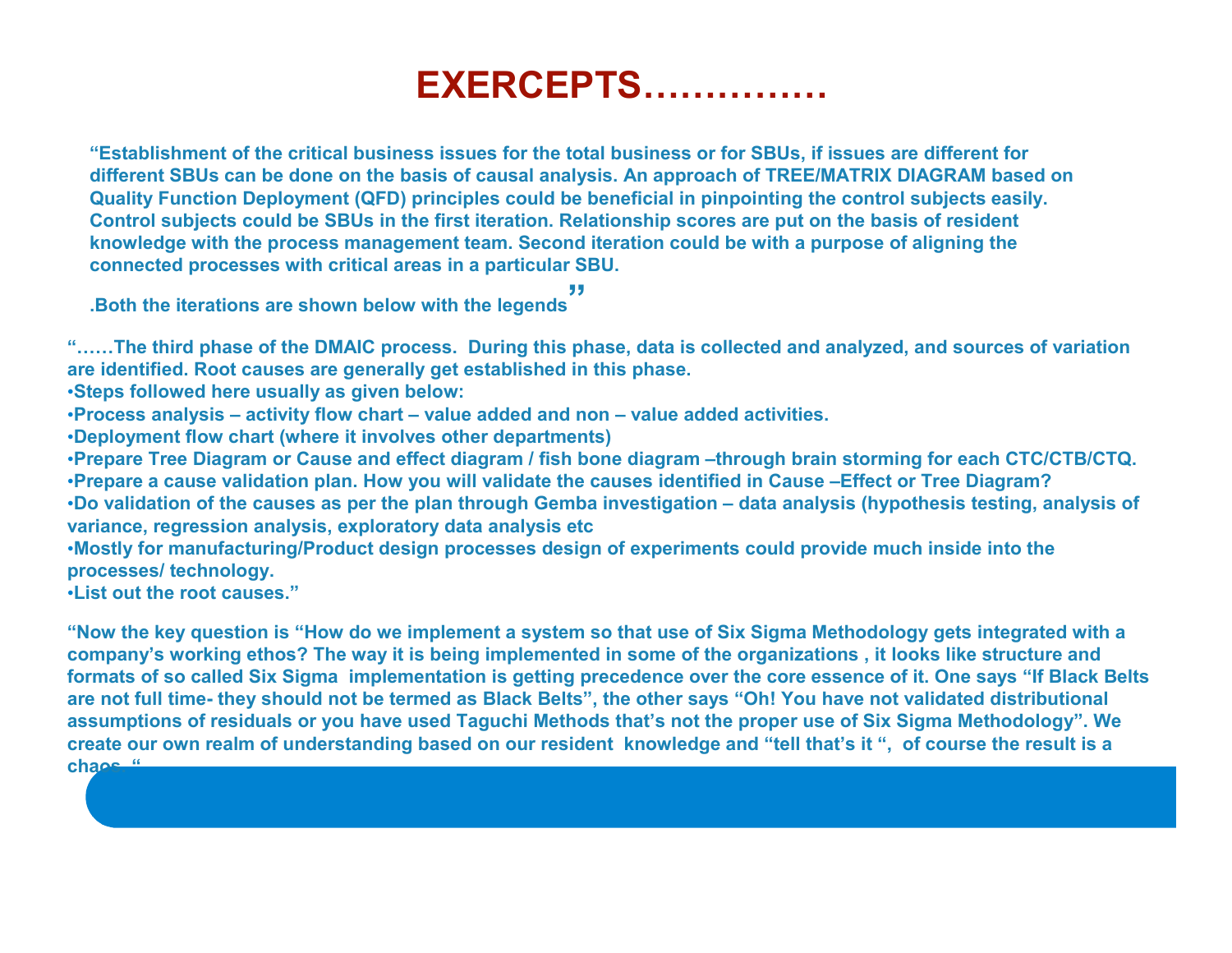# EXERCEPTS……………

**“Establishment of the critical business issues for the total business or for SBUs, if issues are different for different SBUs can be done on the basis of causal analysis. An approach of TREE/MATRIX DIAGRAM based on Quality Function Deployment (QFD) principles could be beneficial in pinpointing the control subjects easily. Control subjects could be SBUs in the first iteration. Relationship scores are put on the basis of resident knowledge with the process management team. Second iteration could be with a purpose of aligning the connected processes with critical areas in a particular SBU.**

**.Both the iterations are shown below with the legends”**

**“……The third phase of the DMAIC process. During this phase, data is collected and analyzed, and sources of variation are identified. Root causes are generally get established in this phase.**

- **Steps followed here usually as given below:**
- **Process analysis – activity flow chart – value added and non – value added activities.**
- **Deployment flow chart (where it involves other departments)**
- **Prepare Tree Diagram or Cause and effect diagram / fish bone diagram –through brain storming for each CTC/CTB/CTQ.**
- **Prepare a cause validation plan. How you will validate the causes identified in Cause –Effect or Tree Diagram?**
- **Do validation of the causes as per the plan through Gemba investigation – data analysis (hypothesis testing, analysis of variance, regression analysis, exploratory data analysis etc**
- **Mostly for manufacturing/Product design processes design of experiments could provide much inside into the processes/ technology.**
- **List out the root causes.”**

**“Now the key question is “How do we implement a system so that use of Six Sigma Methodology gets integrated with a company’s working ethos? The way it is being implemented in some of the organizations , it looks like structure and formats of so called Six Sigma implementation is getting precedence over the core essence of it. One says “If Black Belts are not full time- they should not be termed as Black Belts”, the other says “Oh! You have not validated distributional assumptions of residuals or you have used Taguchi Methods that’s not the proper use of Six Sigma Methodology”. We create our own realm of understanding based on our resident knowledge and “tell that’s it “, of course the result is a chaos. “**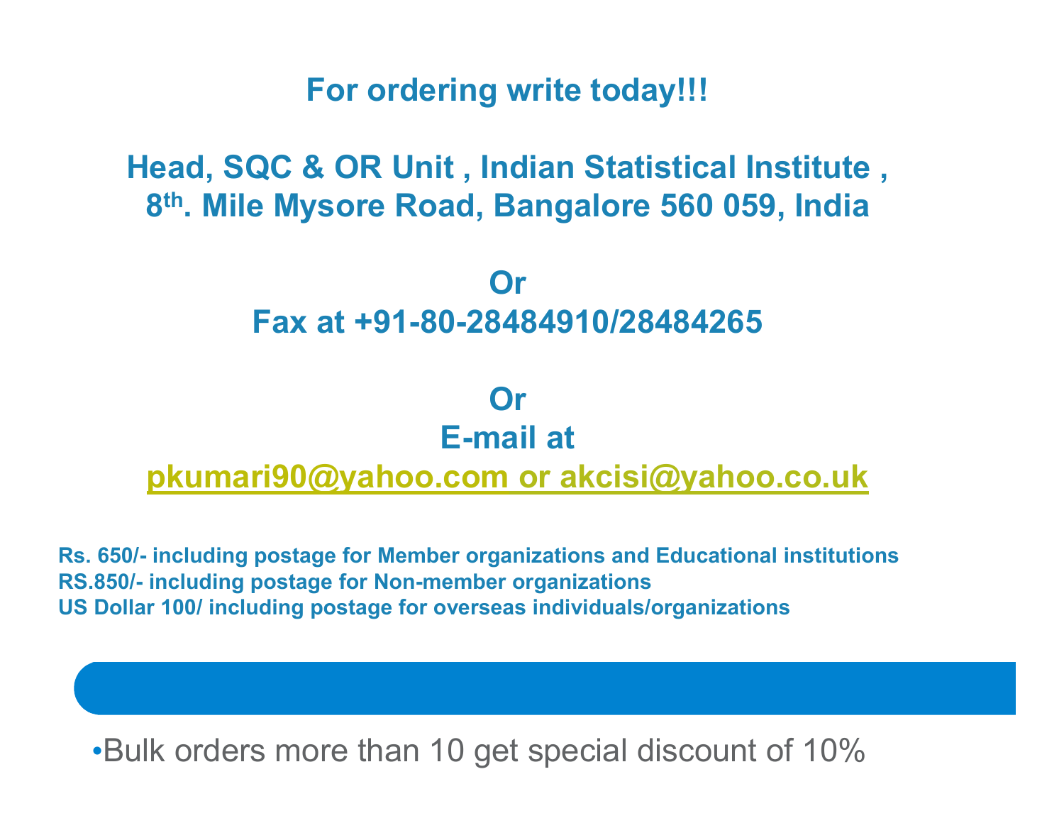**For ordering write today!!!**

**Head, SQC & OR Unit , Indian Statistical Institute , 8th. Mile Mysore Road, Bangalore 560 059, India**

**Or**

**Fax at +91-80-28484910/28484265**

**Or**

**E-mail at**

**pkumari90@yahoo.com or akcisi@yahoo.co.uk**

**Rs. 650/- including postage for Member organizations and Educational institutions**
**RS.850/- including postage for Non-member organizations**
**US Dollar 100/ including postage for overseas individuals/organizations**

- Bulk orders more than 10 get special discount of 10%